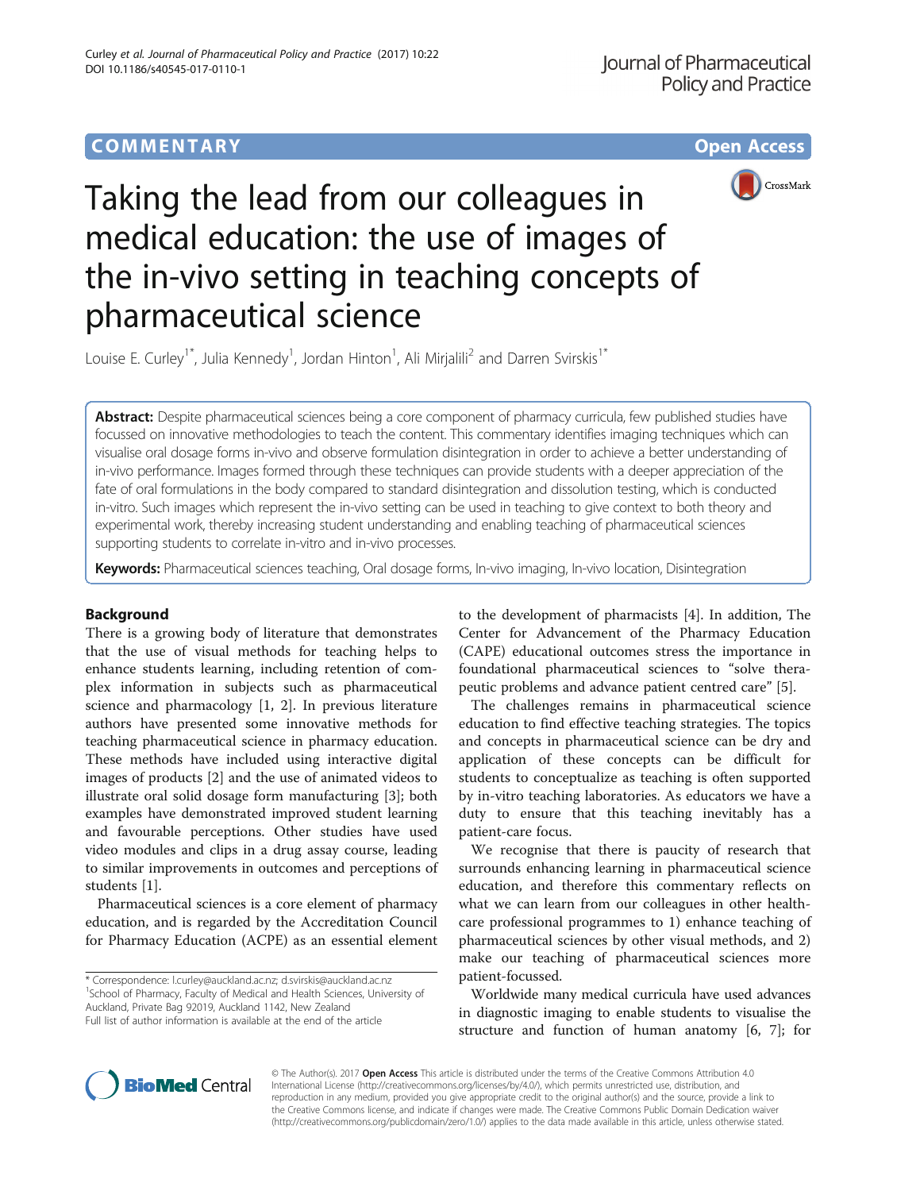COMMENTARY Open Access

# Taking the lead from our colleagues in medical education: the use of images of the in-vivo setting in teaching concepts of pharmaceutical science

Louise E. Curley[1*], Julia Kennedy[1], Jordan Hinton[1], Ali Mirjalili[2] and Darren Svirskis[1*]

**Abstract:** Despite pharmaceutical sciences being a core component of pharmacy curricula, few published studies have focussed on innovative methodologies to teach the content. This commentary identifies imaging techniques which can visualise oral dosage forms in-vivo and observe formulation disintegration in order to achieve a better understanding of in-vivo performance. Images formed through these techniques can provide students with a deeper appreciation of the fate of oral formulations in the body compared to standard disintegration and dissolution testing, which is conducted in-vitro. Such images which represent the in-vivo setting can be used in teaching to give context to both theory and experimental work, thereby increasing student understanding and enabling teaching of pharmaceutical sciences supporting students to correlate in-vitro and in-vivo processes.

**Keywords:** Pharmaceutical sciences teaching, Oral dosage forms, In-vivo imaging, In-vivo location, Disintegration

## Background

There is a growing body of literature that demonstrates that the use of visual methods for teaching helps to enhance students learning, including retention of complex information in subjects such as pharmaceutical science and pharmacology [1, 2]. In previous literature authors have presented some innovative methods for teaching pharmaceutical science in pharmacy education. These methods have included using interactive digital images of products [2] and the use of animated videos to illustrate oral solid dosage form manufacturing [3]; both examples have demonstrated improved student learning and favourable perceptions. Other studies have used video modules and clips in a drug assay course, leading to similar improvements in outcomes and perceptions of students [1].

Pharmaceutical sciences is a core element of pharmacy education, and is regarded by the Accreditation Council for Pharmacy Education (ACPE) as an essential element to the development of pharmacists [4]. In addition, The Center for Advancement of the Pharmacy Education (CAPE) educational outcomes stress the importance in foundational pharmaceutical sciences to "solve therapeutic problems and advance patient centred care" [5].

The challenges remains in pharmaceutical science education to find effective teaching strategies. The topics and concepts in pharmaceutical science can be dry and application of these concepts can be difficult for students to conceptualize as teaching is often supported by in-vitro teaching laboratories. As educators we have a duty to ensure that this teaching inevitably has a patient-care focus.

We recognise that there is paucity of research that surrounds enhancing learning in pharmaceutical science education, and therefore this commentary reflects on what we can learn from our colleagues in other health-care professional programmes to 1) enhance teaching of pharmaceutical sciences by other visual methods, and 2) make our teaching of pharmaceutical sciences more patient-focussed.

Worldwide many medical curricula have used advances in diagnostic imaging to enable students to visualise the structure and function of human anatomy [6, 7]; for

\* Correspondence: l.curley@auckland.ac.nz; d.svirskis@auckland.ac.nz
[1]School of Pharmacy, Faculty of Medical and Health Sciences, University of Auckland, Private Bag 92019, Auckland 1142, New Zealand
Full list of author information is available at the end of the article

© The Author(s). 2017 **Open Access** This article is distributed under the terms of the Creative Commons Attribution 4.0 International License (http://creativecommons.org/licenses/by/4.0/), which permits unrestricted use, distribution, and reproduction in any medium, provided you give appropriate credit to the original author(s) and the source, provide a link to the Creative Commons license, and indicate if changes were made. The Creative Commons Public Domain Dedication waiver (http://creativecommons.org/publicdomain/zero/1.0/) applies to the data made available in this article, unless otherwise stated.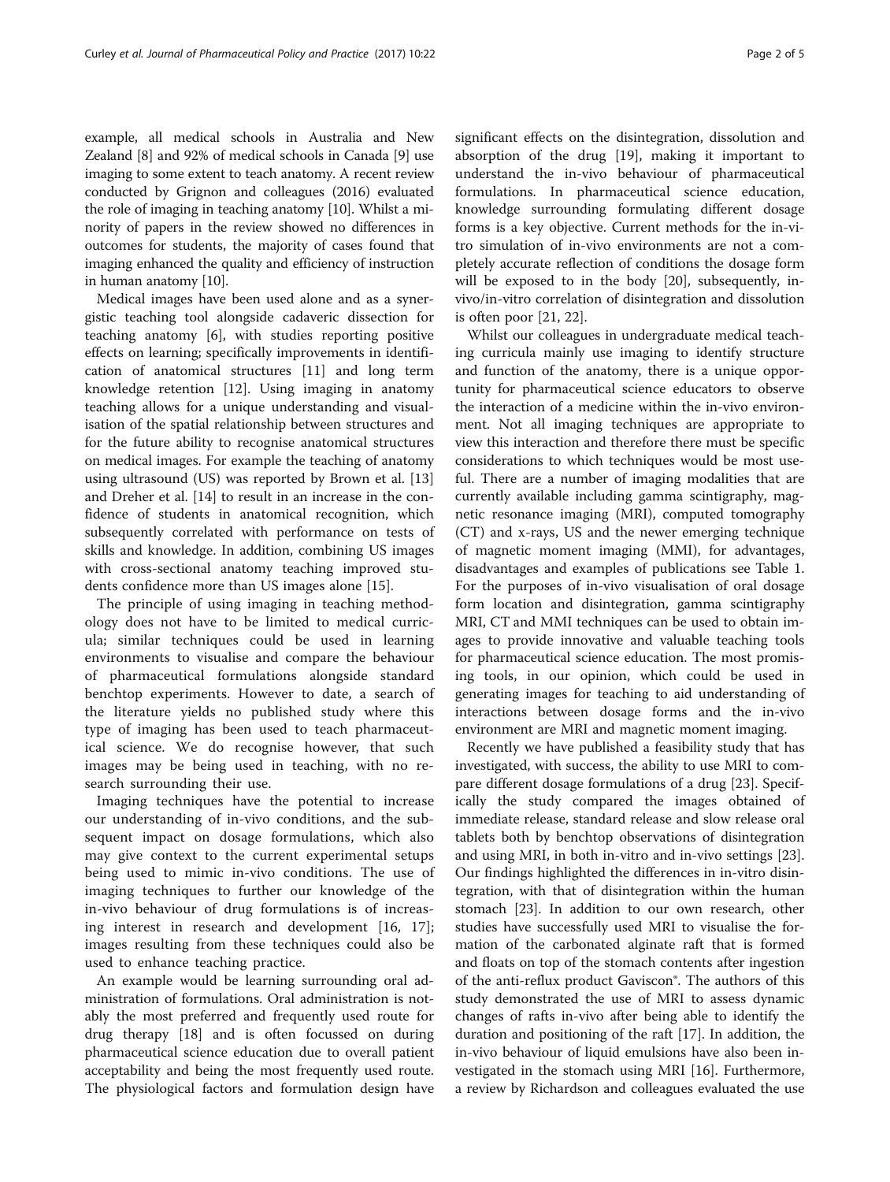example, all medical schools in Australia and New Zealand [8] and 92% of medical schools in Canada [9] use imaging to some extent to teach anatomy. A recent review conducted by Grignon and colleagues (2016) evaluated the role of imaging in teaching anatomy [10]. Whilst a minority of papers in the review showed no differences in outcomes for students, the majority of cases found that imaging enhanced the quality and efficiency of instruction in human anatomy [10].

Medical images have been used alone and as a synergistic teaching tool alongside cadaveric dissection for teaching anatomy [6], with studies reporting positive effects on learning; specifically improvements in identification of anatomical structures [11] and long term knowledge retention [12]. Using imaging in anatomy teaching allows for a unique understanding and visualisation of the spatial relationship between structures and for the future ability to recognise anatomical structures on medical images. For example the teaching of anatomy using ultrasound (US) was reported by Brown et al. [13] and Dreher et al. [14] to result in an increase in the confidence of students in anatomical recognition, which subsequently correlated with performance on tests of skills and knowledge. In addition, combining US images with cross-sectional anatomy teaching improved students confidence more than US images alone [15].

The principle of using imaging in teaching methodology does not have to be limited to medical curricula; similar techniques could be used in learning environments to visualise and compare the behaviour of pharmaceutical formulations alongside standard benchtop experiments. However to date, a search of the literature yields no published study where this type of imaging has been used to teach pharmaceutical science. We do recognise however, that such images may be being used in teaching, with no research surrounding their use.

Imaging techniques have the potential to increase our understanding of in-vivo conditions, and the subsequent impact on dosage formulations, which also may give context to the current experimental setups being used to mimic in-vivo conditions. The use of imaging techniques to further our knowledge of the in-vivo behaviour of drug formulations is of increasing interest in research and development [16, 17]; images resulting from these techniques could also be used to enhance teaching practice.

An example would be learning surrounding oral administration of formulations. Oral administration is notably the most preferred and frequently used route for drug therapy [18] and is often focussed on during pharmaceutical science education due to overall patient acceptability and being the most frequently used route. The physiological factors and formulation design have significant effects on the disintegration, dissolution and absorption of the drug [19], making it important to understand the in-vivo behaviour of pharmaceutical formulations. In pharmaceutical science education, knowledge surrounding formulating different dosage forms is a key objective. Current methods for the in-vitro simulation of in-vivo environments are not a completely accurate reflection of conditions the dosage form will be exposed to in the body [20], subsequently, in-vivo/in-vitro correlation of disintegration and dissolution is often poor [21, 22].

Whilst our colleagues in undergraduate medical teaching curricula mainly use imaging to identify structure and function of the anatomy, there is a unique opportunity for pharmaceutical science educators to observe the interaction of a medicine within the in-vivo environment. Not all imaging techniques are appropriate to view this interaction and therefore there must be specific considerations to which techniques would be most useful. There are a number of imaging modalities that are currently available including gamma scintigraphy, magnetic resonance imaging (MRI), computed tomography (CT) and x-rays, US and the newer emerging technique of magnetic moment imaging (MMI), for advantages, disadvantages and examples of publications see Table 1. For the purposes of in-vivo visualisation of oral dosage form location and disintegration, gamma scintigraphy MRI, CT and MMI techniques can be used to obtain images to provide innovative and valuable teaching tools for pharmaceutical science education. The most promising tools, in our opinion, which could be used in generating images for teaching to aid understanding of interactions between dosage forms and the in-vivo environment are MRI and magnetic moment imaging.

Recently we have published a feasibility study that has investigated, with success, the ability to use MRI to compare different dosage formulations of a drug [23]. Specifically the study compared the images obtained of immediate release, standard release and slow release oral tablets both by benchtop observations of disintegration and using MRI, in both in-vitro and in-vivo settings [23]. Our findings highlighted the differences in in-vitro disintegration, with that of disintegration within the human stomach [23]. In addition to our own research, other studies have successfully used MRI to visualise the formation of the carbonated alginate raft that is formed and floats on top of the stomach contents after ingestion of the anti-reflux product Gaviscon®. The authors of this study demonstrated the use of MRI to assess dynamic changes of rafts in-vivo after being able to identify the duration and positioning of the raft [17]. In addition, the in-vivo behaviour of liquid emulsions have also been investigated in the stomach using MRI [16]. Furthermore, a review by Richardson and colleagues evaluated the use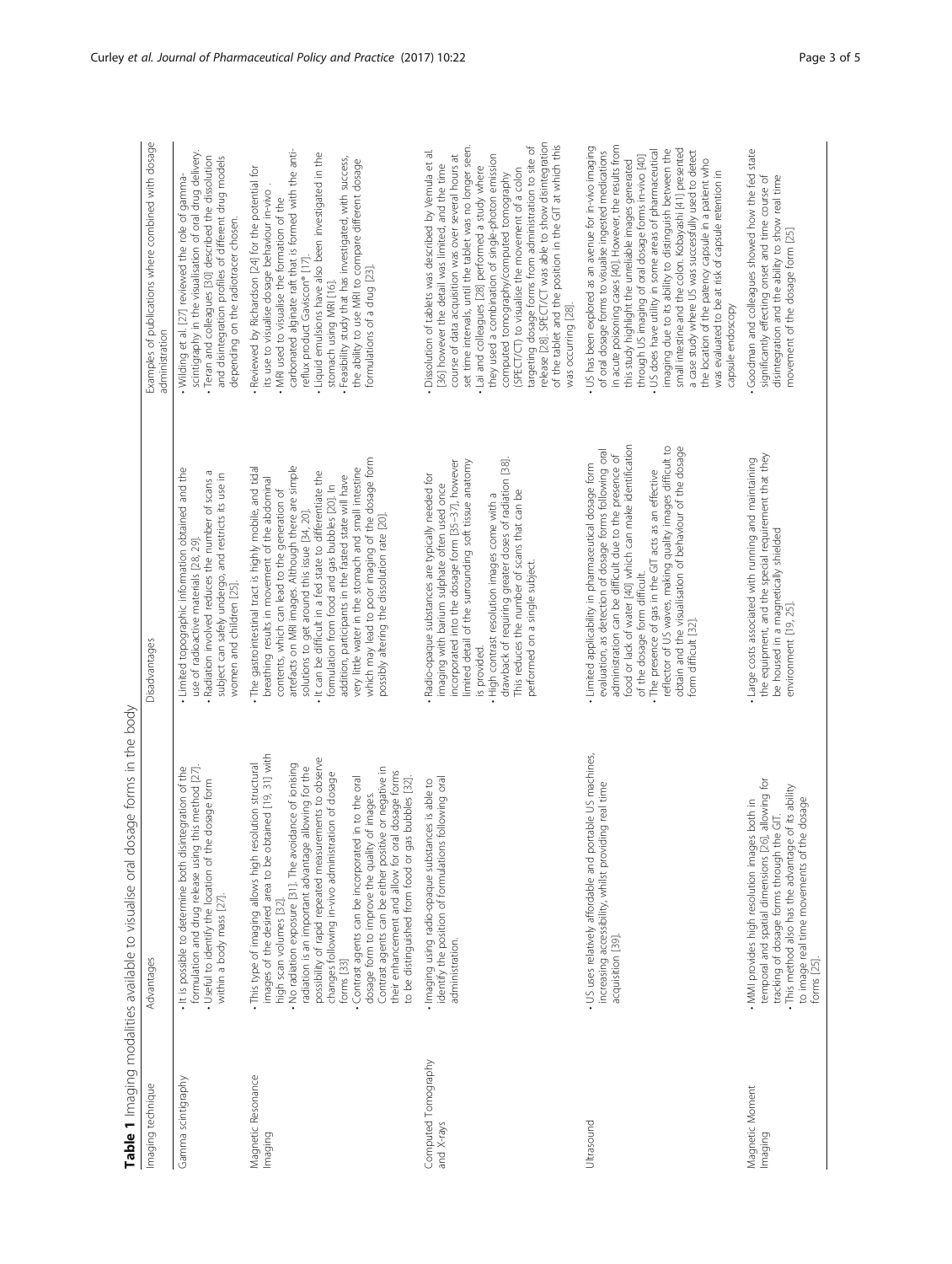**Table 1** Imaging modalities available to visualise oral dosage forms in the body

| Imaging technique | Advantages | Disadvantages | Examples of publications where combined with dosage administration |
|---|---|---|---|
| Gamma scintigraphy | • It is possible to determine both disintegration of the formulation and drug release using this method [27].<br>• Useful to identify the location of the dosage form within a body mass [27]. | • Limited topographic information obtained and the use of radioactive materials [28, 29].<br>• Radiation involved reduces the number of scans a subject can safely undergo, and restricts its use in women and children [25]. | • Wilding et al. [27] reviewed the role of gamma-scintigraphy in the visualisation of oral drug delivery.<br>• Teran and colleagues [30] described the dissolution and disintegration profiles of different drug models depending on the radiotracer chosen. |
| Magnetic Resonance Imaging | • This type of imaging allows high resolution structural images of the desired area to be obtained [19, 31] with high scan volumes [32].<br>• No radiation exposure [31]. The avoidance of ionising radiation is an important advantage allowing for the possibility of rapid repeated measurements to observe changes following in-vivo administration of dosage forms [33]<br>• Contrast agents can be incorporated in to the oral dosage form to improve the quality of images. Contrast agents can be either positive or negative in their enhancement and allow for oral dosage forms to be distinguished from food or gas bubbles [32]. | • The gastrointestinal tract is highly mobile, and tidal breathing results in movement of the abdominal contents, which can lead to the generation of artefacts on MRI images. Although there are simple solutions to get around this issue [34, 20].<br>• It can be difficult in a fed state to differentiate the formulation from food and gas bubbles [20]. In addition, participants in the fasted state will have very little water in the stomach and small intestine which may lead to poor imaging of the dosage form possibly altering the dissolution rate [20]. | • Reviewed by Richardson [24] for the potential for its use to visualise dosage behaviour in-vivo .<br>• MRI used to visualise the formation of the carbonated alginate raft that is formed with the anti-reflux product Gaviscon® [17].<br>• Liquid emulsions have also been investigated in the stomach using MRI [16].<br>• Feasibility study that has investigated, with success, the ability to use MRI to compare different dosage formulations of a drug [23]. |
| Computed Tomography and X-rays | • Imaging using radio-opaque substances is able to identify the position of formulations following oral administration. | • Radio-opaque substances are typically needed for imaging with barium sulphate often used once incorporated into the dosage form [35–37], however limited detail of the surrounding soft tissue anatomy is provided.<br>• High contrast resolution images come with a drawback of requiring greater doses of radiation [38]. This reduces the number of scans that can be performed on a single subject. | • Dissolution of tablets was described by Vemula et al. [36] however the detail was limited, and the time course of data acquisition was over several hours at set time intervals, until the tablet was no longer seen.<br>• Lai and colleagues [28] performed a study where they used a combination of single-photon emission computed tomography/computed tomography (SPECT/CT) to visualise the movement of a colon targeting dosage forms from administration to site of release [28]. SPECT/CT was able to show disintegration of the tablet and the position in the GIT at which this was occurring [28]. |
| Ultrasound | • US uses relatively affordable and portable US machines, increasing accessibility, whilst providing real time acquisition [39]. | • Limited applicability in pharmaceutical dosage form evaluation, as detection of dosage forms following oral administration can be difficult due to the presence of food or lack of water [40] which can make identification of the dosage form difficult.<br>• The presence of gas in the GIT acts as an effective reflector of US waves, making quality images difficult to obtain and the visualisation of behaviour of the dosage form difficult [32]. | • US has been explored as an avenue for in-vivo imaging of oral dosage forms to visualise ingested medications in acute poisoning cases [40]. However, the results from this study highlight the unreliable images generated through US imaging of oral dosage forms in-vivo [40]<br>• US does have utility in some areas of pharmaceutical imaging due to its ability to distinguish between the small intestine and the colon. Kobayashi [41] presented a case study where US was successfully used to detect the location of the patency capsule in a patient who was evaluated to be at risk of capsule retention in capsule endoscopy |
| Magnetic Moment Imaging | • MMI provides high resolution images both in temporal and spatial dimensions [26], allowing for tracking of dosage forms through the GIT.<br>• This method also has the advantage of its ability to image real time movements of the dosage forms [25]. | • Large costs associated with running and maintaining the equipment, and the special requirement that they be housed in a magnetically shielded environment [19, 25]. | • Goodman and colleagues showed how the fed state significantly effecting onset and time course of disintegration and the ability to show real time movement of the dosage form [25] |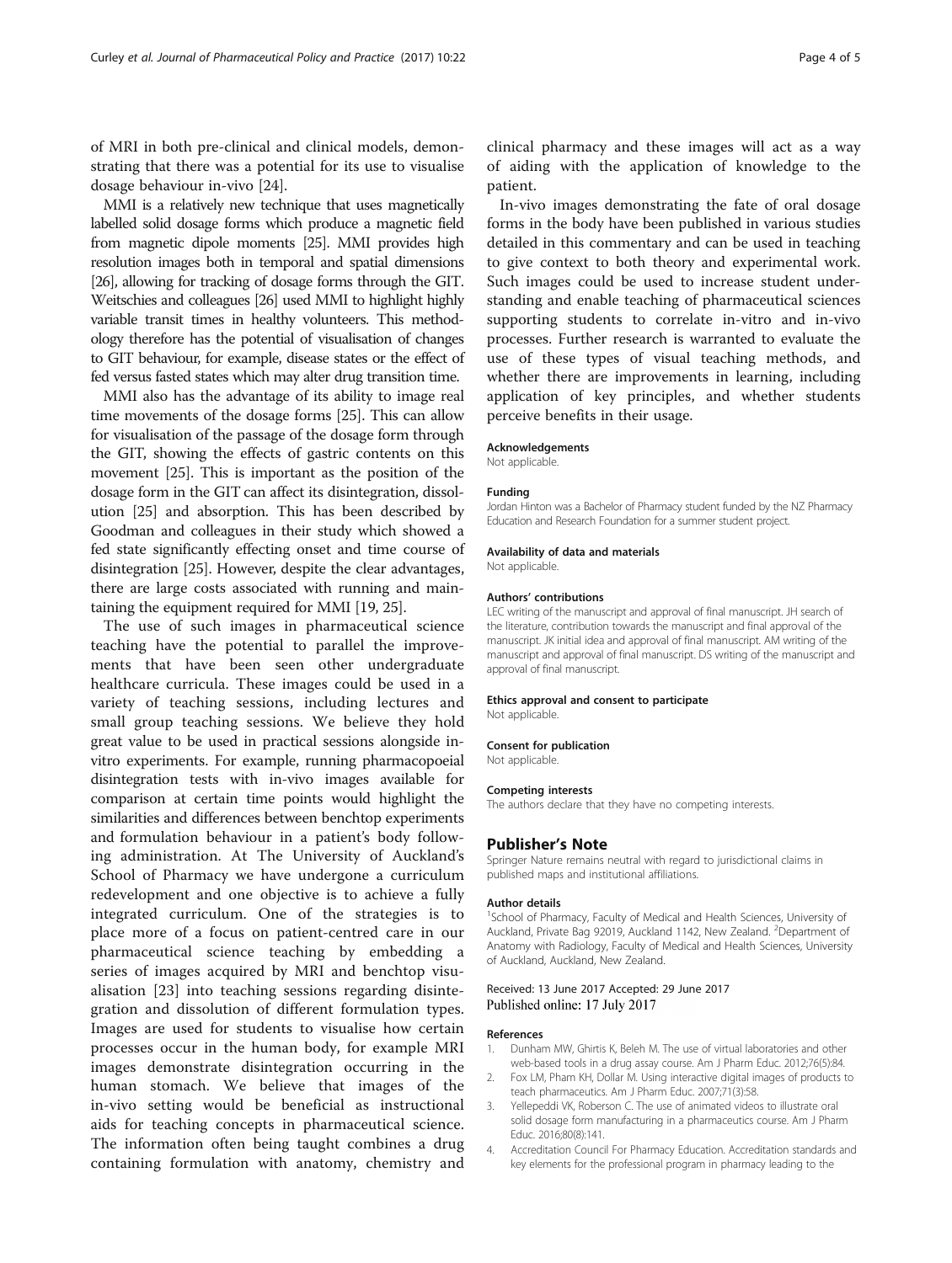of MRI in both pre-clinical and clinical models, demonstrating that there was a potential for its use to visualise dosage behaviour in-vivo [24].

MMI is a relatively new technique that uses magnetically labelled solid dosage forms which produce a magnetic field from magnetic dipole moments [25]. MMI provides high resolution images both in temporal and spatial dimensions [26], allowing for tracking of dosage forms through the GIT. Weitschies and colleagues [26] used MMI to highlight highly variable transit times in healthy volunteers. This methodology therefore has the potential of visualisation of changes to GIT behaviour, for example, disease states or the effect of fed versus fasted states which may alter drug transition time.

MMI also has the advantage of its ability to image real time movements of the dosage forms [25]. This can allow for visualisation of the passage of the dosage form through the GIT, showing the effects of gastric contents on this movement [25]. This is important as the position of the dosage form in the GIT can affect its disintegration, dissolution [25] and absorption. This has been described by Goodman and colleagues in their study which showed a fed state significantly effecting onset and time course of disintegration [25]. However, despite the clear advantages, there are large costs associated with running and maintaining the equipment required for MMI [19, 25].

The use of such images in pharmaceutical science teaching have the potential to parallel the improvements that have been seen other undergraduate healthcare curricula. These images could be used in a variety of teaching sessions, including lectures and small group teaching sessions. We believe they hold great value to be used in practical sessions alongside in-vitro experiments. For example, running pharmacopoeial disintegration tests with in-vivo images available for comparison at certain time points would highlight the similarities and differences between benchtop experiments and formulation behaviour in a patient's body following administration. At The University of Auckland's School of Pharmacy we have undergone a curriculum redevelopment and one objective is to achieve a fully integrated curriculum. One of the strategies is to place more of a focus on patient-centred care in our pharmaceutical science teaching by embedding a series of images acquired by MRI and benchtop visualisation [23] into teaching sessions regarding disintegration and dissolution of different formulation types. Images are used for students to visualise how certain processes occur in the human body, for example MRI images demonstrate disintegration occurring in the human stomach. We believe that images of the in-vivo setting would be beneficial as instructional aids for teaching concepts in pharmaceutical science. The information often being taught combines a drug containing formulation with anatomy, chemistry and clinical pharmacy and these images will act as a way of aiding with the application of knowledge to the patient.

In-vivo images demonstrating the fate of oral dosage forms in the body have been published in various studies detailed in this commentary and can be used in teaching to give context to both theory and experimental work. Such images could be used to increase student understanding and enable teaching of pharmaceutical sciences supporting students to correlate in-vitro and in-vivo processes. Further research is warranted to evaluate the use of these types of visual teaching methods, and whether there are improvements in learning, including application of key principles, and whether students perceive benefits in their usage.

#### Acknowledgements

Not applicable.

#### Funding

Jordan Hinton was a Bachelor of Pharmacy student funded by the NZ Pharmacy Education and Research Foundation for a summer student project.

#### Availability of data and materials

Not applicable.

#### Authors' contributions

LEC writing of the manuscript and approval of final manuscript. JH search of the literature, contribution towards the manuscript and final approval of the manuscript. JK initial idea and approval of final manuscript. AM writing of the manuscript and approval of final manuscript. DS writing of the manuscript and approval of final manuscript.

#### Ethics approval and consent to participate

Not applicable.

#### Consent for publication

Not applicable.

#### Competing interests

The authors declare that they have no competing interests.

### Publisher's Note

Springer Nature remains neutral with regard to jurisdictional claims in published maps and institutional affiliations.

#### Author details

[1]School of Pharmacy, Faculty of Medical and Health Sciences, University of Auckland, Private Bag 92019, Auckland 1142, New Zealand. [2]Department of Anatomy with Radiology, Faculty of Medical and Health Sciences, University of Auckland, Auckland, New Zealand.

Received: 13 June 2017 Accepted: 29 June 2017
Published online: 17 July 2017

### References

1. Dunham MW, Ghirtis K, Beleh M. The use of virtual laboratories and other web-based tools in a drug assay course. Am J Pharm Educ. 2012;76(5):84.
2. Fox LM, Pham KH, Dollar M. Using interactive digital images of products to teach pharmaceutics. Am J Pharm Educ. 2007;71(3):58.
3. Yellepeddi VK, Roberson C. The use of animated videos to illustrate oral solid dosage form manufacturing in a pharmaceutics course. Am J Pharm Educ. 2016;80(8):141.
4. Accreditation Council For Pharmacy Education. Accreditation standards and key elements for the professional program in pharmacy leading to the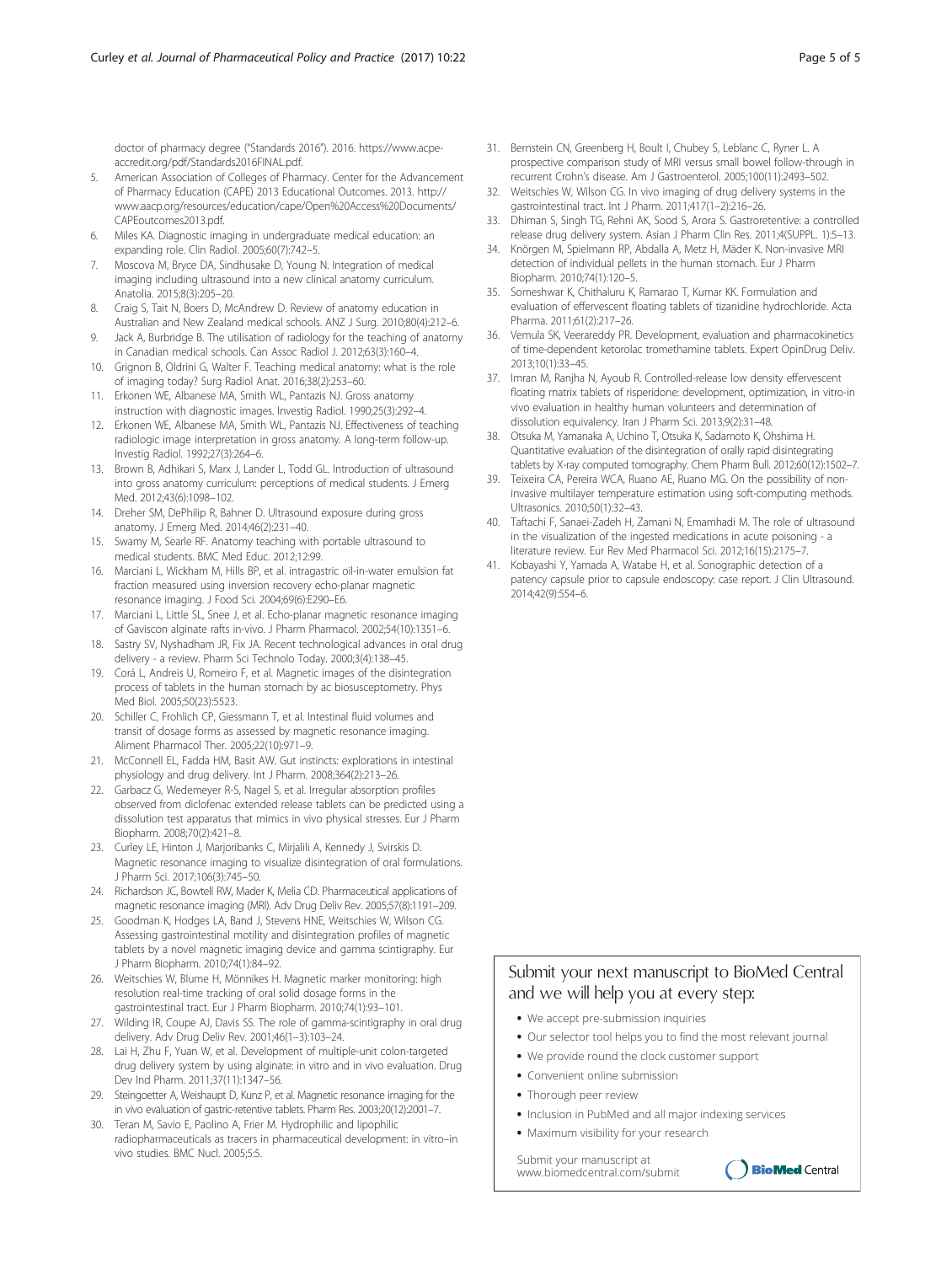doctor of pharmacy degree ("Standards 2016"). 2016. https://www.acpe-accredit.org/pdf/Standards2016FINAL.pdf.

5. American Association of Colleges of Pharmacy. Center for the Advancement of Pharmacy Education (CAPE) 2013 Educational Outcomes. 2013. http://www.aacp.org/resources/education/cape/Open%20Access%20Documents/CAPEoutcomes2013.pdf.
6. Miles KA. Diagnostic imaging in undergraduate medical education: an expanding role. Clin Radiol. 2005;60(7):742–5.
7. Moscova M, Bryce DA, Sindhusake D, Young N. Integration of medical imaging including ultrasound into a new clinical anatomy curriculum. Anatolia. 2015;8(3):205–20.
8. Craig S, Tait N, Boers D, McAndrew D. Review of anatomy education in Australian and New Zealand medical schools. ANZ J Surg. 2010;80(4):212–6.
9. Jack A, Burbridge B. The utilisation of radiology for the teaching of anatomy in Canadian medical schools. Can Assoc Radiol J. 2012;63(3):160–4.
10. Grignon B, Oldrini G, Walter F. Teaching medical anatomy: what is the role of imaging today? Surg Radiol Anat. 2016;38(2):253–60.
11. Erkonen WE, Albanese MA, Smith WL, Pantazis NJ. Gross anatomy instruction with diagnostic images. Investig Radiol. 1990;25(3):292–4.
12. Erkonen WE, Albanese MA, Smith WL, Pantazis NJ. Effectiveness of teaching radiologic image interpretation in gross anatomy. A long-term follow-up. Investig Radiol. 1992;27(3):264–6.
13. Brown B, Adhikari S, Marx J, Lander L, Todd GL. Introduction of ultrasound into gross anatomy curriculum: perceptions of medical students. J Emerg Med. 2012;43(6):1098–102.
14. Dreher SM, DePhilip R, Bahner D. Ultrasound exposure during gross anatomy. J Emerg Med. 2014;46(2):231–40.
15. Swamy M, Searle RF. Anatomy teaching with portable ultrasound to medical students. BMC Med Educ. 2012;12:99.
16. Marciani L, Wickham M, Hills BP, et al. intragastric oil-in-water emulsion fat fraction measured using inversion recovery echo-planar magnetic resonance imaging. J Food Sci. 2004;69(6):E290–E6.
17. Marciani L, Little SL, Snee J, et al. Echo-planar magnetic resonance imaging of Gaviscon alginate rafts in-vivo. J Pharm Pharmacol. 2002;54(10):1351–6.
18. Sastry SV, Nyshadham JR, Fix JA. Recent technological advances in oral drug delivery - a review. Pharm Sci Technolo Today. 2000;3(4):138–45.
19. Corá L, Andreis U, Romeiro F, et al. Magnetic images of the disintegration process of tablets in the human stomach by ac biosusceptometry. Phys Med Biol. 2005;50(23):5523.
20. Schiller C, Frohlich CP, Giessmann T, et al. Intestinal fluid volumes and transit of dosage forms as assessed by magnetic resonance imaging. Aliment Pharmacol Ther. 2005;22(10):971–9.
21. McConnell EL, Fadda HM, Basit AW. Gut instincts: explorations in intestinal physiology and drug delivery. Int J Pharm. 2008;364(2):213–26.
22. Garbacz G, Wedemeyer R-S, Nagel S, et al. Irregular absorption profiles observed from diclofenac extended release tablets can be predicted using a dissolution test apparatus that mimics in vivo physical stresses. Eur J Pharm Biopharm. 2008;70(2):421–8.
23. Curley LE, Hinton J, Marjoribanks C, Mirjalili A, Kennedy J, Svirskis D. Magnetic resonance imaging to visualize disintegration of oral formulations. J Pharm Sci. 2017;106(3):745–50.
24. Richardson JC, Bowtell RW, Mader K, Melia CD. Pharmaceutical applications of magnetic resonance imaging (MRI). Adv Drug Deliv Rev. 2005;57(8):1191–209.
25. Goodman K, Hodges LA, Band J, Stevens HNE, Weitschies W, Wilson CG. Assessing gastrointestinal motility and disintegration profiles of magnetic tablets by a novel magnetic imaging device and gamma scintigraphy. Eur J Pharm Biopharm. 2010;74(1):84–92.
26. Weitschies W, Blume H, Mönnikes H. Magnetic marker monitoring: high resolution real-time tracking of oral solid dosage forms in the gastrointestinal tract. Eur J Pharm Biopharm. 2010;74(1):93–101.
27. Wilding IR, Coupe AJ, Davis SS. The role of gamma-scintigraphy in oral drug delivery. Adv Drug Deliv Rev. 2001;46(1–3):103–24.
28. Lai H, Zhu F, Yuan W, et al. Development of multiple-unit colon-targeted drug delivery system by using alginate: in vitro and in vivo evaluation. Drug Dev Ind Pharm. 2011;37(11):1347–56.
29. Steingoetter A, Weishaupt D, Kunz P, et al. Magnetic resonance imaging for the in vivo evaluation of gastric-retentive tablets. Pharm Res. 2003;20(12):2001–7.
30. Teran M, Savio E, Paolino A, Frier M. Hydrophilic and lipophilic radiopharmaceuticals as tracers in pharmaceutical development: in vitro–in vivo studies. BMC Nucl. 2005;5:5.
31. Bernstein CN, Greenberg H, Boult I, Chubey S, Leblanc C, Ryner L. A prospective comparison study of MRI versus small bowel follow-through in recurrent Crohn's disease. Am J Gastroenterol. 2005;100(11):2493–502.
32. Weitschies W, Wilson CG. In vivo imaging of drug delivery systems in the gastrointestinal tract. Int J Pharm. 2011;417(1–2):216–26.
33. Dhiman S, Singh TG, Rehni AK, Sood S, Arora S. Gastroretentive: a controlled release drug delivery system. Asian J Pharm Clin Res. 2011;4(SUPPL. 1):5–13.
34. Knörgen M, Spielmann RP, Abdalla A, Metz H, Mäder K. Non-invasive MRI detection of individual pellets in the human stomach. Eur J Pharm Biopharm. 2010;74(1):120–5.
35. Someshwar K, Chithaluru K, Ramarao T, Kumar KK. Formulation and evaluation of effervescent floating tablets of tizanidine hydrochloride. Acta Pharma. 2011;61(2):217–26.
36. Vemula SK, Veerareddy PR. Development, evaluation and pharmacokinetics of time-dependent ketorolac tromethamine tablets. Expert OpinDrug Deliv. 2013;10(1):33–45.
37. Imran M, Ranjha N, Ayoub R. Controlled-release low density effervescent floating matrix tablets of risperidone: development, optimization, in vitro-in vivo evaluation in healthy human volunteers and determination of dissolution equivalency. Iran J Pharm Sci. 2013;9(2):31–48.
38. Otsuka M, Yamanaka A, Uchino T, Otsuka K, Sadamoto K, Ohshima H. Quantitative evaluation of the disintegration of orally rapid disintegrating tablets by X-ray computed tomography. Chem Pharm Bull. 2012;60(12):1502–7.
39. Teixeira CA, Pereira WCA, Ruano AE, Ruano MG. On the possibility of non-invasive multilayer temperature estimation using soft-computing methods. Ultrasonics. 2010;50(1):32–43.
40. Taftachi F, Sanaei-Zadeh H, Zamani N, Emamhadi M. The role of ultrasound in the visualization of the ingested medications in acute poisoning - a literature review. Eur Rev Med Pharmacol Sci. 2012;16(15):2175–7.
41. Kobayashi Y, Yamada A, Watabe H, et al. Sonographic detection of a patency capsule prior to capsule endoscopy: case report. J Clin Ultrasound. 2014;42(9):554–6.

Submit your next manuscript to BioMed Central and we will help you at every step:

- We accept pre-submission inquiries
- Our selector tool helps you to find the most relevant journal
- We provide round the clock customer support
- Convenient online submission
- Thorough peer review
- Inclusion in PubMed and all major indexing services
- Maximum visibility for your research

Submit your manuscript at www.biomedcentral.com/submit

BioMed Central